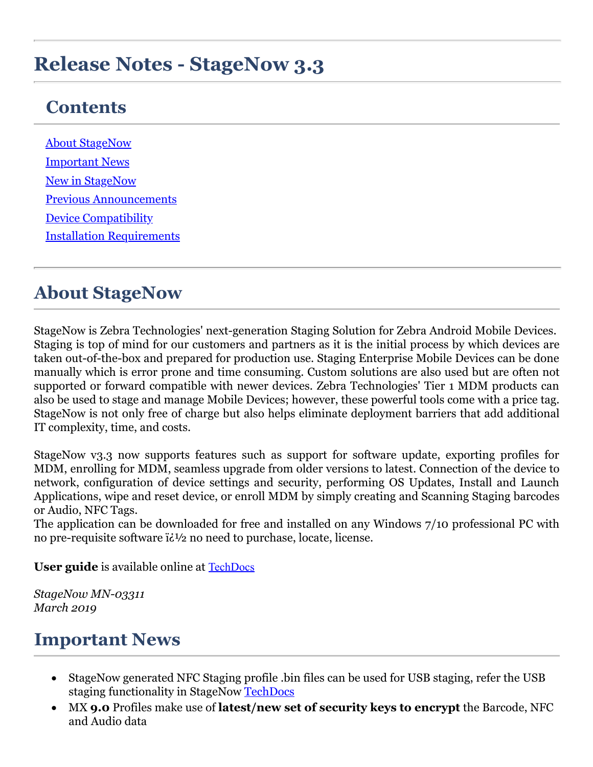# Release Notes - StageNow 3.3

## Contents

[About StageNow](#)

[Important News](#)

[New in StageNow](#)

[Previous Announcements](#)

[Device Compatibility](#)

[Installation Requirements](#)

# About StageNow

StageNow is Zebra Technologies' next-generation Staging Solution for Zebra Android Mobile Devices. Staging is top of mind for our customers and partners as it is the initial process by which devices are taken out-of-the-box and prepared for production use. Staging Enterprise Mobile Devices can be done manually which is error prone and time consuming. Custom solutions are also used but are often not supported or forward compatible with newer devices. Zebra Technologies' Tier 1 MDM products can also be used to stage and manage Mobile Devices; however, these powerful tools come with a price tag. StageNow is not only free of charge but also helps eliminate deployment barriers that add additional IT complexity, time, and costs.

StageNow v3.3 now supports features such as support for software update, exporting profiles for MDM, enrolling for MDM, seamless upgrade from older versions to latest. Connection of the device to network, configuration of device settings and security, performing OS Updates, Install and Launch Applications, wipe and reset device, or enroll MDM by simply creating and Scanning Staging barcodes or Audio, NFC Tags.
The application can be downloaded for free and installed on any Windows 7/10 professional PC with no pre-requisite software ï¿½ no need to purchase, locate, license.

**User guide** is available online at [TechDocs](#)

*StageNow MN-03311*
*March 2019*

# Important News

- StageNow generated NFC Staging profile .bin files can be used for USB staging, refer the USB staging functionality in StageNow [TechDocs](#)
- MX **9.0** Profiles make use of **latest/new set of security keys to encrypt** the Barcode, NFC and Audio data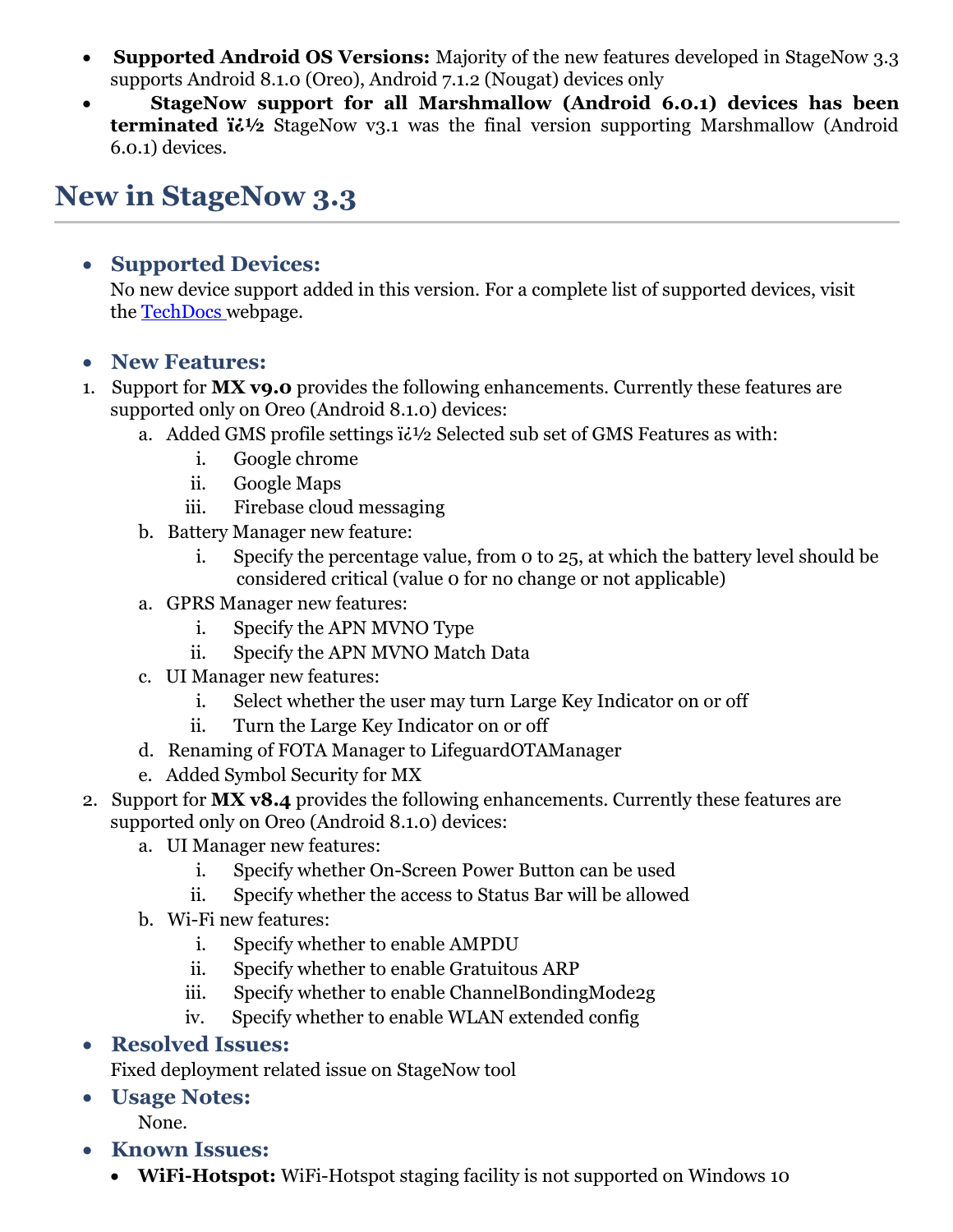- **Supported Android OS Versions:** Majority of the new features developed in StageNow 3.3 supports Android 8.1.0 (Oreo), Android 7.1.2 (Nougat) devices only
- **StageNow support for all Marshmallow (Android 6.0.1) devices has been terminated ï¿½** StageNow v3.1 was the final version supporting Marshmallow (Android 6.0.1) devices.

## New in StageNow 3.3

- **Supported Devices:**
  No new device support added in this version. For a complete list of supported devices, visit the [TechDocs ](TechDocs)webpage.

- **New Features:**

1. Support for **MX v9.0** provides the following enhancements. Currently these features are supported only on Oreo (Android 8.1.0) devices:
   a. Added GMS profile settings ï¿½ Selected sub set of GMS Features as with:
      i. Google chrome
      ii. Google Maps
      iii. Firebase cloud messaging
   b. Battery Manager new feature:
      i. Specify the percentage value, from 0 to 25, at which the battery level should be considered critical (value 0 for no change or not applicable)
   a. GPRS Manager new features:
      i. Specify the APN MVNO Type
      ii. Specify the APN MVNO Match Data
   c. UI Manager new features:
      i. Select whether the user may turn Large Key Indicator on or off
      ii. Turn the Large Key Indicator on or off
   d. Renaming of FOTA Manager to LifeguardOTAManager
   e. Added Symbol Security for MX
2. Support for **MX v8.4** provides the following enhancements. Currently these features are supported only on Oreo (Android 8.1.0) devices:
   a. UI Manager new features:
      i. Specify whether On-Screen Power Button can be used
      ii. Specify whether the access to Status Bar will be allowed
   b. Wi-Fi new features:
      i. Specify whether to enable AMPDU
      ii. Specify whether to enable Gratuitous ARP
      iii. Specify whether to enable ChannelBondingMode2g
      iv. Specify whether to enable WLAN extended config

- **Resolved Issues:**
  Fixed deployment related issue on StageNow tool
- **Usage Notes:**
  None.
- **Known Issues:**
  - **WiFi-Hotspot:** WiFi-Hotspot staging facility is not supported on Windows 10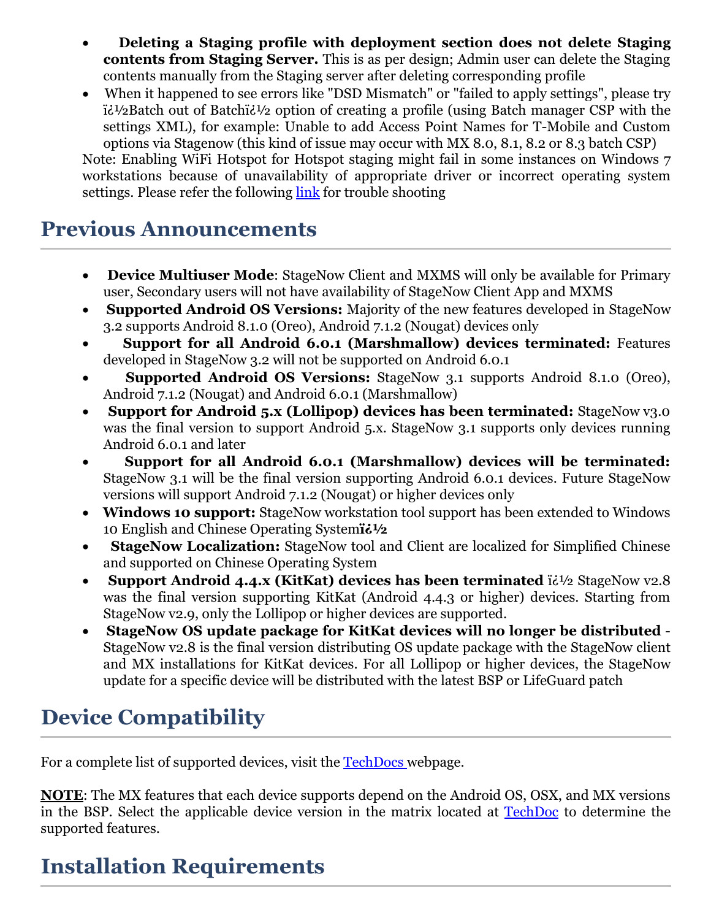- **Deleting a Staging profile with deployment section does not delete Staging contents from Staging Server.** This is as per design; Admin user can delete the Staging contents manually from the Staging server after deleting corresponding profile
- When it happened to see errors like "DSD Mismatch" or "failed to apply settings", please try ï¿½Batch out of Batchï¿½ option of creating a profile (using Batch manager CSP with the settings XML), for example: Unable to add Access Point Names for T-Mobile and Custom options via Stagenow (this kind of issue may occur with MX 8.0, 8.1, 8.2 or 8.3 batch CSP)

Note: Enabling WiFi Hotspot for Hotspot staging might fail in some instances on Windows 7 workstations because of unavailability of appropriate driver or incorrect operating system settings. Please refer the following link for trouble shooting

## Previous Announcements

- **Device Multiuser Mode**: StageNow Client and MXMS will only be available for Primary user, Secondary users will not have availability of StageNow Client App and MXMS
- **Supported Android OS Versions:** Majority of the new features developed in StageNow 3.2 supports Android 8.1.0 (Oreo), Android 7.1.2 (Nougat) devices only
- **Support for all Android 6.0.1 (Marshmallow) devices terminated:** Features developed in StageNow 3.2 will not be supported on Android 6.0.1
- **Supported Android OS Versions:** StageNow 3.1 supports Android 8.1.0 (Oreo), Android 7.1.2 (Nougat) and Android 6.0.1 (Marshmallow)
- **Support for Android 5.x (Lollipop) devices has been terminated:** StageNow v3.0 was the final version to support Android 5.x. StageNow 3.1 supports only devices running Android 6.0.1 and later
- **Support for all Android 6.0.1 (Marshmallow) devices will be terminated:** StageNow 3.1 will be the final version supporting Android 6.0.1 devices. Future StageNow versions will support Android 7.1.2 (Nougat) or higher devices only
- **Windows 10 support:** StageNow workstation tool support has been extended to Windows 10 English and Chinese Operating System**ï¿½**
- **StageNow Localization:** StageNow tool and Client are localized for Simplified Chinese and supported on Chinese Operating System
- **Support Android 4.4.x (KitKat) devices has been terminated** ï¿½ StageNow v2.8 was the final version supporting KitKat (Android 4.4.3 or higher) devices. Starting from StageNow v2.9, only the Lollipop or higher devices are supported.
- **StageNow OS update package for KitKat devices will no longer be distributed** - StageNow v2.8 is the final version distributing OS update package with the StageNow client and MX installations for KitKat devices. For all Lollipop or higher devices, the StageNow update for a specific device will be distributed with the latest BSP or LifeGuard patch

## Device Compatibility

For a complete list of supported devices, visit the TechDocs webpage.

**NOTE**: The MX features that each device supports depend on the Android OS, OSX, and MX versions in the BSP. Select the applicable device version in the matrix located at TechDoc to determine the supported features.

## Installation Requirements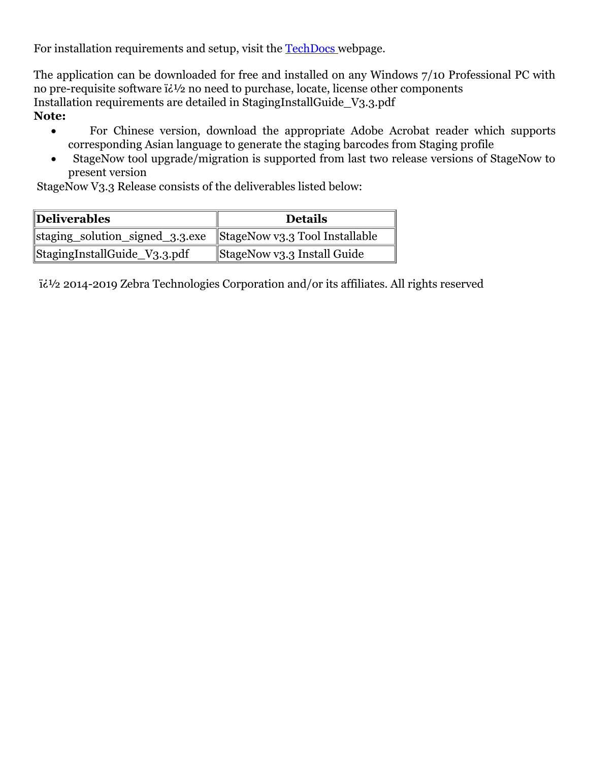For installation requirements and setup, visit the TechDocs webpage.

The application can be downloaded for free and installed on any Windows 7/10 Professional PC with no pre-requisite software ï¿½ no need to purchase, locate, license other components
Installation requirements are detailed in StagingInstallGuide_V3.3.pdf
**Note:**

- For Chinese version, download the appropriate Adobe Acrobat reader which supports corresponding Asian language to generate the staging barcodes from Staging profile
- StageNow tool upgrade/migration is supported from last two release versions of StageNow to present version

StageNow V3.3 Release consists of the deliverables listed below:

| Deliverables | Details |
|---|---|
| staging_solution_signed_3.3.exe | StageNow v3.3 Tool Installable |
| StagingInstallGuide_V3.3.pdf | StageNow v3.3 Install Guide |

ï¿½ 2014-2019 Zebra Technologies Corporation and/or its affiliates. All rights reserved